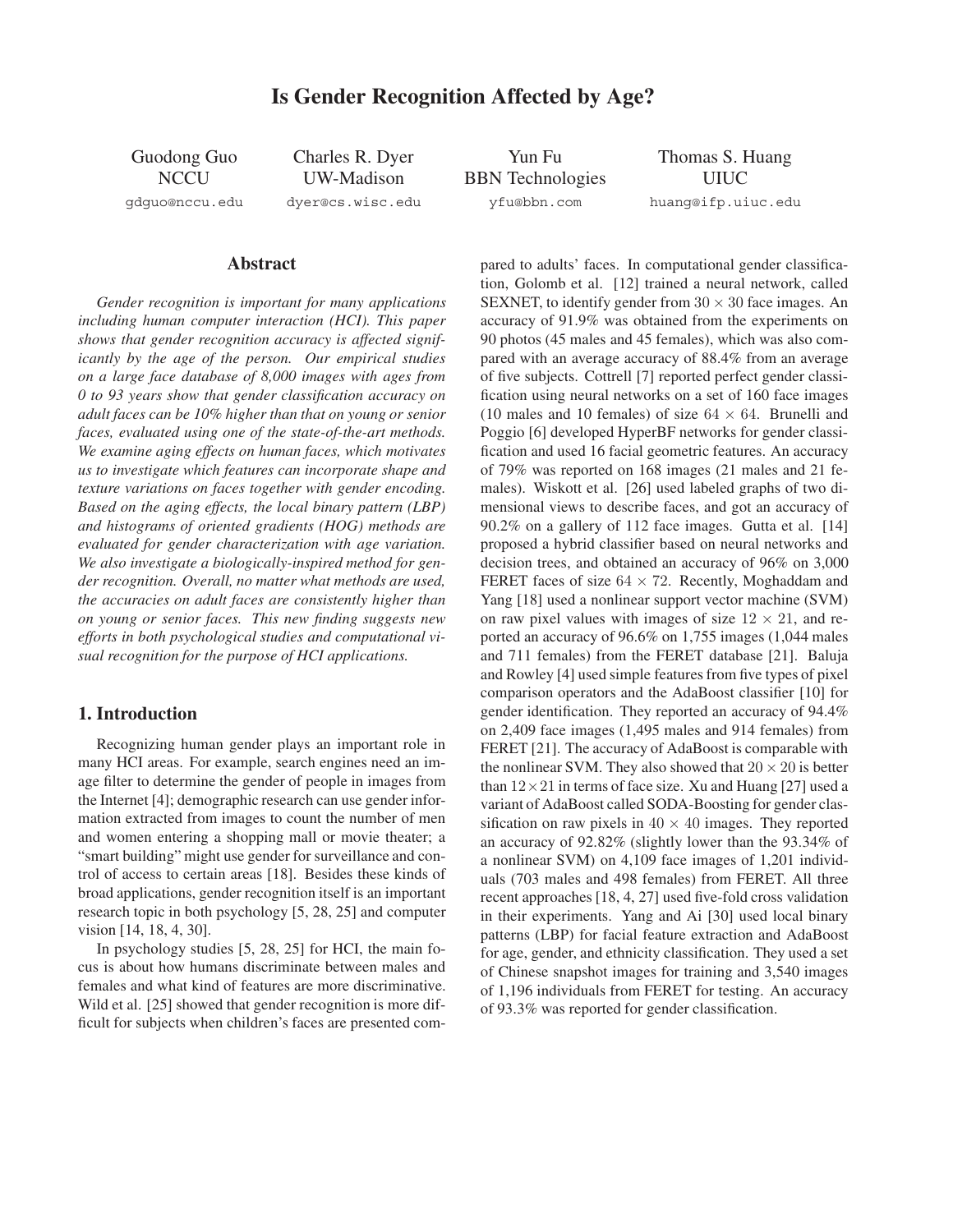# Is Gender Recognition Affected by Age?

Guodong Guo
NCCU
gdguo@nccu.edu

Charles R. Dyer
UW-Madison
dyer@cs.wisc.edu

Yun Fu
BBN Technologies
yfu@bbn.com

Thomas S. Huang
UIUC
huang@ifp.uiuc.edu

## Abstract

*Gender recognition is important for many applications including human computer interaction (HCI). This paper shows that gender recognition accuracy is affected significantly by the age of the person. Our empirical studies on a large face database of 8,000 images with ages from 0 to 93 years show that gender classification accuracy on adult faces can be 10% higher than that on young or senior faces, evaluated using one of the state-of-the-art methods. We examine aging effects on human faces, which motivates us to investigate which features can incorporate shape and texture variations on faces together with gender encoding. Based on the aging effects, the local binary pattern (LBP) and histograms of oriented gradients (HOG) methods are evaluated for gender characterization with age variation. We also investigate a biologically-inspired method for gender recognition. Overall, no matter what methods are used, the accuracies on adult faces are consistently higher than on young or senior faces. This new finding suggests new efforts in both psychological studies and computational visual recognition for the purpose of HCI applications.*

## 1. Introduction

Recognizing human gender plays an important role in many HCI areas. For example, search engines need an image filter to determine the gender of people in images from the Internet [4]; demographic research can use gender information extracted from images to count the number of men and women entering a shopping mall or movie theater; a "smart building" might use gender for surveillance and control of access to certain areas [18]. Besides these kinds of broad applications, gender recognition itself is an important research topic in both psychology [5, 28, 25] and computer vision [14, 18, 4, 30].

In psychology studies [5, 28, 25] for HCI, the main focus is about how humans discriminate between males and females and what kind of features are more discriminative. Wild et al. [25] showed that gender recognition is more difficult for subjects when children's faces are presented compared to adults' faces. In computational gender classification, Golomb et al. [12] trained a neural network, called SEXNET, to identify gender from $30 \times 30$ face images. An accuracy of 91.9% was obtained from the experiments on 90 photos (45 males and 45 females), which was also compared with an average accuracy of 88.4% from an average of five subjects. Cottrell [7] reported perfect gender classification using neural networks on a set of 160 face images (10 males and 10 females) of size $64 \times 64$. Brunelli and Poggio [6] developed HyperBF networks for gender classification and used 16 facial geometric features. An accuracy of 79% was reported on 168 images (21 males and 21 females). Wiskott et al. [26] used labeled graphs of two dimensional views to describe faces, and got an accuracy of 90.2% on a gallery of 112 face images. Gutta et al. [14] proposed a hybrid classifier based on neural networks and decision trees, and obtained an accuracy of 96% on 3,000 FERET faces of size $64 \times 72$. Recently, Moghaddam and Yang [18] used a nonlinear support vector machine (SVM) on raw pixel values with images of size $12 \times 21$, and reported an accuracy of 96.6% on 1,755 images (1,044 males and 711 females) from the FERET database [21]. Baluja and Rowley [4] used simple features from five types of pixel comparison operators and the AdaBoost classifier [10] for gender identification. They reported an accuracy of 94.4% on 2,409 face images (1,495 males and 914 females) from FERET [21]. The accuracy of AdaBoost is comparable with the nonlinear SVM. They also showed that $20 \times 20$ is better than $12 \times 21$ in terms of face size. Xu and Huang [27] used a variant of AdaBoost called SODA-Boosting for gender classification on raw pixels in $40 \times 40$ images. They reported an accuracy of 92.82% (slightly lower than the 93.34% of a nonlinear SVM) on 4,109 face images of 1,201 individuals (703 males and 498 females) from FERET. All three recent approaches [18, 4, 27] used five-fold cross validation in their experiments. Yang and Ai [30] used local binary patterns (LBP) for facial feature extraction and AdaBoost for age, gender, and ethnicity classification. They used a set of Chinese snapshot images for training and 3,540 images of 1,196 individuals from FERET for testing. An accuracy of 93.3% was reported for gender classification.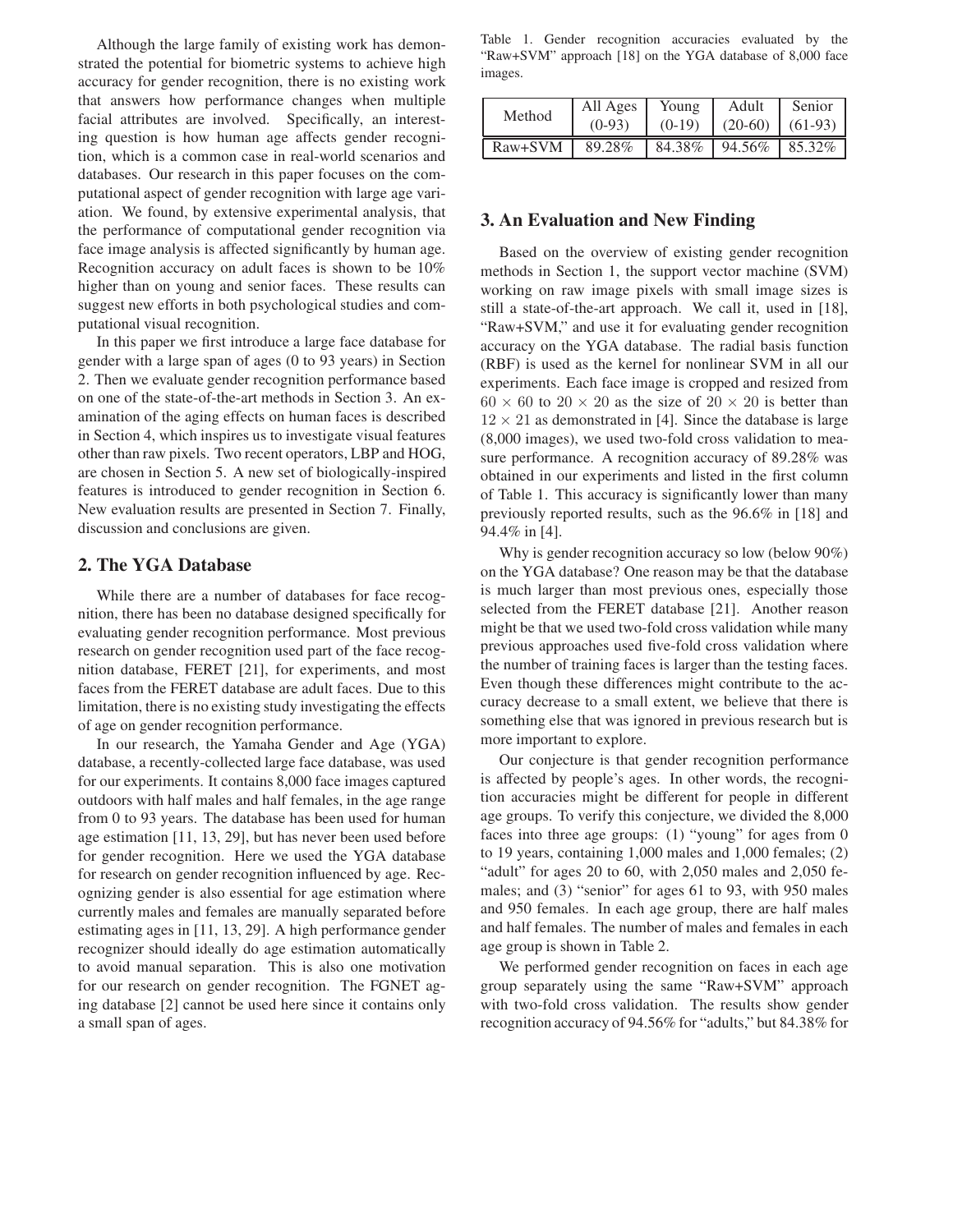Although the large family of existing work has demonstrated the potential for biometric systems to achieve high accuracy for gender recognition, there is no existing work that answers how performance changes when multiple facial attributes are involved. Specifically, an interesting question is how human age affects gender recognition, which is a common case in real-world scenarios and databases. Our research in this paper focuses on the computational aspect of gender recognition with large age variation. We found, by extensive experimental analysis, that the performance of computational gender recognition via face image analysis is affected significantly by human age. Recognition accuracy on adult faces is shown to be 10% higher than on young and senior faces. These results can suggest new efforts in both psychological studies and computational visual recognition.

In this paper we first introduce a large face database for gender with a large span of ages (0 to 93 years) in Section 2. Then we evaluate gender recognition performance based on one of the state-of-the-art methods in Section 3. An examination of the aging effects on human faces is described in Section 4, which inspires us to investigate visual features other than raw pixels. Two recent operators, LBP and HOG, are chosen in Section 5. A new set of biologically-inspired features is introduced to gender recognition in Section 6. New evaluation results are presented in Section 7. Finally, discussion and conclusions are given.

## 2. The YGA Database

While there are a number of databases for face recognition, there has been no database designed specifically for evaluating gender recognition performance. Most previous research on gender recognition used part of the face recognition database, FERET [21], for experiments, and most faces from the FERET database are adult faces. Due to this limitation, there is no existing study investigating the effects of age on gender recognition performance.

In our research, the Yamaha Gender and Age (YGA) database, a recently-collected large face database, was used for our experiments. It contains 8,000 face images captured outdoors with half males and half females, in the age range from 0 to 93 years. The database has been used for human age estimation [11, 13, 29], but has never been used before for gender recognition. Here we used the YGA database for research on gender recognition influenced by age. Recognizing gender is also essential for age estimation where currently males and females are manually separated before estimating ages in [11, 13, 29]. A high performance gender recognizer should ideally do age estimation automatically to avoid manual separation. This is also one motivation for our research on gender recognition. The FGNET aging database [2] cannot be used here since it contains only a small span of ages.

Table 1. Gender recognition accuracies evaluated by the "Raw+SVM" approach [18] on the YGA database of 8,000 face images.

| Method | All Ages (0-93) | Young (0-19) | Adult (20-60) | Senior (61-93) |
|---|---|---|---|---|
| Raw+SVM | 89.28% | 84.38% | 94.56% | 85.32% |

## 3. An Evaluation and New Finding

Based on the overview of existing gender recognition methods in Section 1, the support vector machine (SVM) working on raw image pixels with small image sizes is still a state-of-the-art approach. We call it, used in [18], "Raw+SVM," and use it for evaluating gender recognition accuracy on the YGA database. The radial basis function (RBF) is used as the kernel for nonlinear SVM in all our experiments. Each face image is cropped and resized from $60 \times 60$ to $20 \times 20$ as the size of $20 \times 20$ is better than $12 \times 21$ as demonstrated in [4]. Since the database is large (8,000 images), we used two-fold cross validation to measure performance. A recognition accuracy of 89.28% was obtained in our experiments and listed in the first column of Table 1. This accuracy is significantly lower than many previously reported results, such as the 96.6% in [18] and 94.4% in [4].

Why is gender recognition accuracy so low (below 90%) on the YGA database? One reason may be that the database is much larger than most previous ones, especially those selected from the FERET database [21]. Another reason might be that we used two-fold cross validation while many previous approaches used five-fold cross validation where the number of training faces is larger than the testing faces. Even though these differences might contribute to the accuracy decrease to a small extent, we believe that there is something else that was ignored in previous research but is more important to explore.

Our conjecture is that gender recognition performance is affected by people's ages. In other words, the recognition accuracies might be different for people in different age groups. To verify this conjecture, we divided the 8,000 faces into three age groups: (1) "young" for ages from 0 to 19 years, containing 1,000 males and 1,000 females; (2) "adult" for ages 20 to 60, with 2,050 males and 2,050 females; and (3) "senior" for ages 61 to 93, with 950 males and 950 females. In each age group, there are half males and half females. The number of males and females in each age group is shown in Table 2.

We performed gender recognition on faces in each age group separately using the same "Raw+SVM" approach with two-fold cross validation. The results show gender recognition accuracy of 94.56% for "adults," but 84.38% for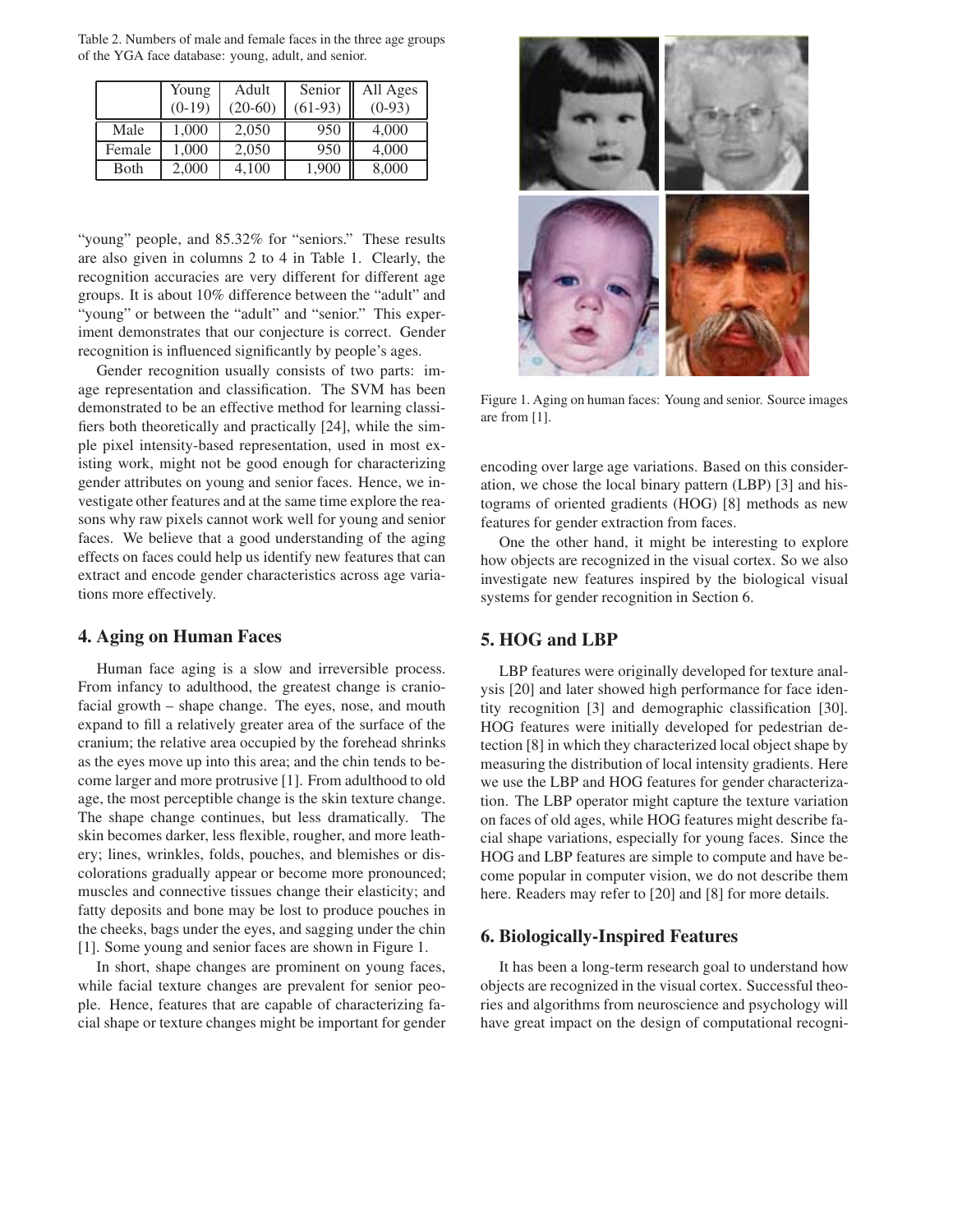Table 2. Numbers of male and female faces in the three age groups of the YGA face database: young, adult, and senior.

| | Young (0-19) | Adult (20-60) | Senior (61-93) | All Ages (0-93) |
|---|---|---|---|---|
| Male | 1,000 | 2,050 | 950 | 4,000 |
| Female | 1,000 | 2,050 | 950 | 4,000 |
| Both | 2,000 | 4,100 | 1,900 | 8,000 |

"young" people, and 85.32% for "seniors." These results are also given in columns 2 to 4 in Table 1. Clearly, the recognition accuracies are very different for different age groups. It is about 10% difference between the "adult" and "young" or between the "adult" and "senior." This experiment demonstrates that our conjecture is correct. Gender recognition is influenced significantly by people's ages.

Gender recognition usually consists of two parts: image representation and classification. The SVM has been demonstrated to be an effective method for learning classifiers both theoretically and practically [24], while the simple pixel intensity-based representation, used in most existing work, might not be good enough for characterizing gender attributes on young and senior faces. Hence, we investigate other features and at the same time explore the reasons why raw pixels cannot work well for young and senior faces. We believe that a good understanding of the aging effects on faces could help us identify new features that can extract and encode gender characteristics across age variations more effectively.

## 4. Aging on Human Faces

Human face aging is a slow and irreversible process. From infancy to adulthood, the greatest change is craniofacial growth – shape change. The eyes, nose, and mouth expand to fill a relatively greater area of the surface of the cranium; the relative area occupied by the forehead shrinks as the eyes move up into this area; and the chin tends to become larger and more protrusive [1]. From adulthood to old age, the most perceptible change is the skin texture change. The shape change continues, but less dramatically. The skin becomes darker, less flexible, rougher, and more leathery; lines, wrinkles, folds, pouches, and blemishes or discolorations gradually appear or become more pronounced; muscles and connective tissues change their elasticity; and fatty deposits and bone may be lost to produce pouches in the cheeks, bags under the eyes, and sagging under the chin [1]. Some young and senior faces are shown in Figure 1.

In short, shape changes are prominent on young faces, while facial texture changes are prevalent for senior people. Hence, features that are capable of characterizing facial shape or texture changes might be important for gender encoding over large age variations. Based on this consideration, we chose the local binary pattern (LBP) [3] and histograms of oriented gradients (HOG) [8] methods as new features for gender extraction from faces.

Figure 1. Aging on human faces: Young and senior. Source images are from [1].

One the other hand, it might be interesting to explore how objects are recognized in the visual cortex. So we also investigate new features inspired by the biological visual systems for gender recognition in Section 6.

## 5. HOG and LBP

LBP features were originally developed for texture analysis [20] and later showed high performance for face identity recognition [3] and demographic classification [30]. HOG features were initially developed for pedestrian detection [8] in which they characterized local object shape by measuring the distribution of local intensity gradients. Here we use the LBP and HOG features for gender characterization. The LBP operator might capture the texture variation on faces of old ages, while HOG features might describe facial shape variations, especially for young faces. Since the HOG and LBP features are simple to compute and have become popular in computer vision, we do not describe them here. Readers may refer to [20] and [8] for more details.

## 6. Biologically-Inspired Features

It has been a long-term research goal to understand how objects are recognized in the visual cortex. Successful theories and algorithms from neuroscience and psychology will have great impact on the design of computational recogni-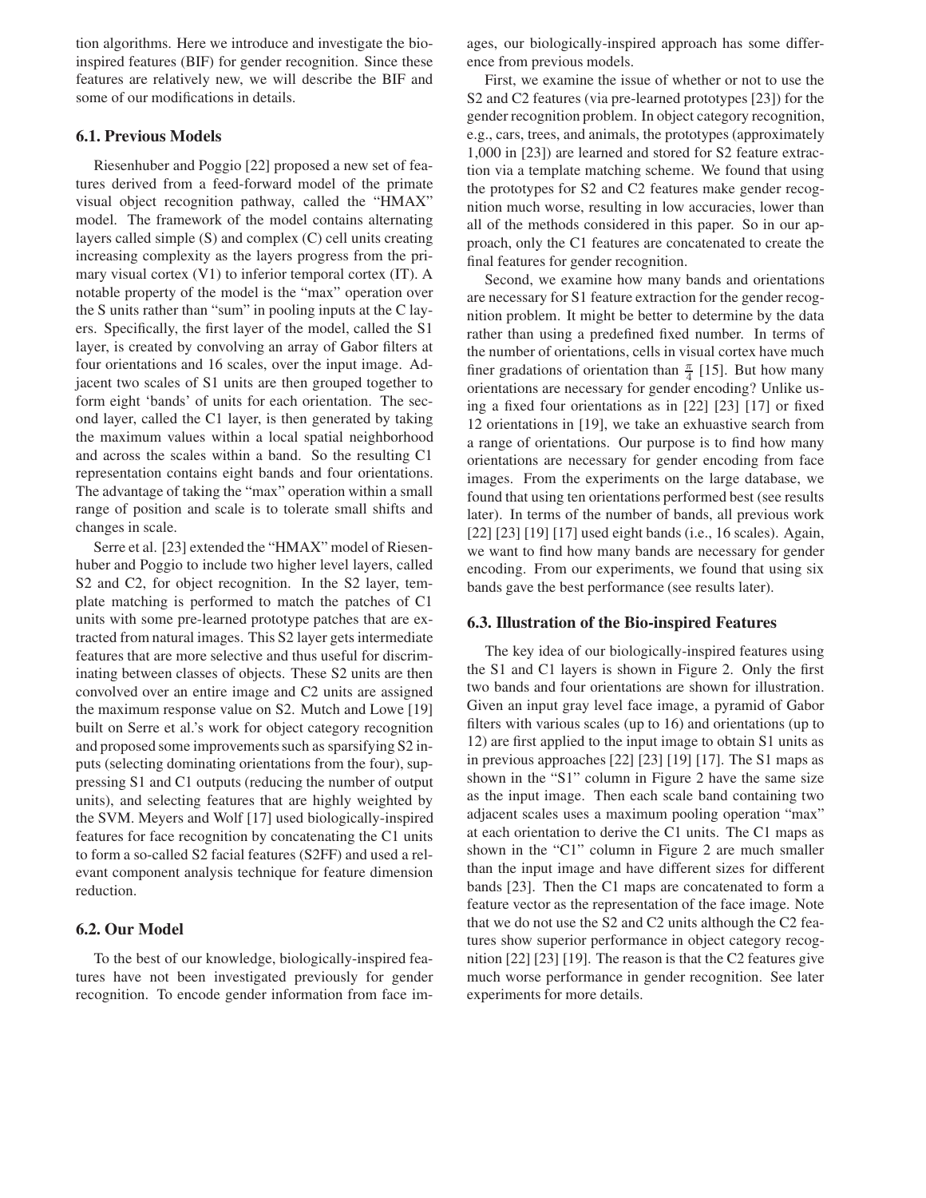tion algorithms. Here we introduce and investigate the bio-inspired features (BIF) for gender recognition. Since these features are relatively new, we will describe the BIF and some of our modifications in details.

### 6.1. Previous Models

Riesenhuber and Poggio [22] proposed a new set of features derived from a feed-forward model of the primate visual object recognition pathway, called the "HMAX" model. The framework of the model contains alternating layers called simple (S) and complex (C) cell units creating increasing complexity as the layers progress from the primary visual cortex (V1) to inferior temporal cortex (IT). A notable property of the model is the "max" operation over the S units rather than "sum" in pooling inputs at the C layers. Specifically, the first layer of the model, called the S1 layer, is created by convolving an array of Gabor filters at four orientations and 16 scales, over the input image. Adjacent two scales of S1 units are then grouped together to form eight 'bands' of units for each orientation. The second layer, called the C1 layer, is then generated by taking the maximum values within a local spatial neighborhood and across the scales within a band. So the resulting C1 representation contains eight bands and four orientations. The advantage of taking the "max" operation within a small range of position and scale is to tolerate small shifts and changes in scale.

Serre et al. [23] extended the "HMAX" model of Riesenhuber and Poggio to include two higher level layers, called S2 and C2, for object recognition. In the S2 layer, template matching is performed to match the patches of C1 units with some pre-learned prototype patches that are extracted from natural images. This S2 layer gets intermediate features that are more selective and thus useful for discriminating between classes of objects. These S2 units are then convolved over an entire image and C2 units are assigned the maximum response value on S2. Mutch and Lowe [19] built on Serre et al.'s work for object category recognition and proposed some improvements such as sparsifying S2 inputs (selecting dominating orientations from the four), suppressing S1 and C1 outputs (reducing the number of output units), and selecting features that are highly weighted by the SVM. Meyers and Wolf [17] used biologically-inspired features for face recognition by concatenating the C1 units to form a so-called S2 facial features (S2FF) and used a relevant component analysis technique for feature dimension reduction.

### 6.2. Our Model

To the best of our knowledge, biologically-inspired features have not been investigated previously for gender recognition. To encode gender information from face images, our biologically-inspired approach has some difference from previous models.

First, we examine the issue of whether or not to use the S2 and C2 features (via pre-learned prototypes [23]) for the gender recognition problem. In object category recognition, e.g., cars, trees, and animals, the prototypes (approximately 1,000 in [23]) are learned and stored for S2 feature extraction via a template matching scheme. We found that using the prototypes for S2 and C2 features make gender recognition much worse, resulting in low accuracies, lower than all of the methods considered in this paper. So in our approach, only the C1 features are concatenated to create the final features for gender recognition.

Second, we examine how many bands and orientations are necessary for S1 feature extraction for the gender recognition problem. It might be better to determine by the data rather than using a predefined fixed number. In terms of the number of orientations, cells in visual cortex have much finer gradations of orientation than $\frac{\pi}{4}$ [15]. But how many orientations are necessary for gender encoding? Unlike using a fixed four orientations as in [22] [23] [17] or fixed 12 orientations in [19], we take an exhaustive search from a range of orientations. Our purpose is to find how many orientations are necessary for gender encoding from face images. From the experiments on the large database, we found that using ten orientations performed best (see results later). In terms of the number of bands, all previous work [22] [23] [19] [17] used eight bands (i.e., 16 scales). Again, we want to find how many bands are necessary for gender encoding. From our experiments, we found that using six bands gave the best performance (see results later).

### 6.3. Illustration of the Bio-inspired Features

The key idea of our biologically-inspired features using the S1 and C1 layers is shown in Figure 2. Only the first two bands and four orientations are shown for illustration. Given an input gray level face image, a pyramid of Gabor filters with various scales (up to 16) and orientations (up to 12) are first applied to the input image to obtain S1 units as in previous approaches [22] [23] [19] [17]. The S1 maps as shown in the "S1" column in Figure 2 have the same size as the input image. Then each scale band containing two adjacent scales uses a maximum pooling operation "max" at each orientation to derive the C1 units. The C1 maps as shown in the "C1" column in Figure 2 are much smaller than the input image and have different sizes for different bands [23]. Then the C1 maps are concatenated to form a feature vector as the representation of the face image. Note that we do not use the S2 and C2 units although the C2 features show superior performance in object category recognition [22] [23] [19]. The reason is that the C2 features give much worse performance in gender recognition. See later experiments for more details.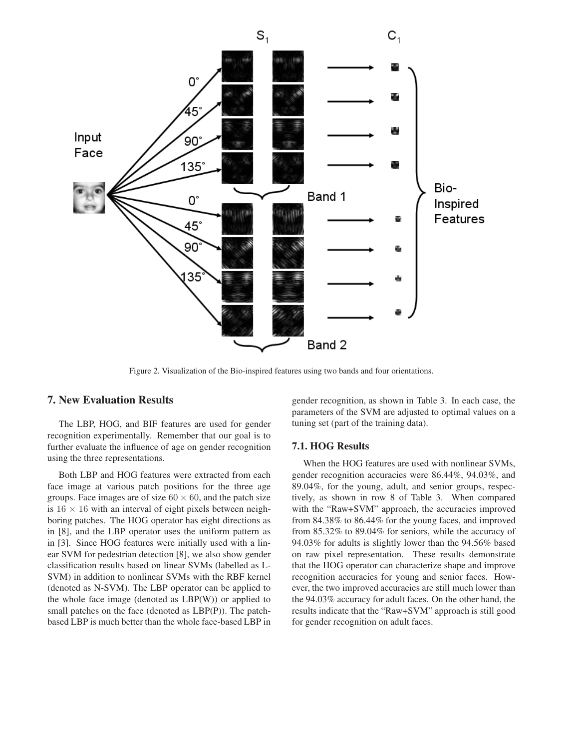Figure 2. Visualization of the Bio-inspired features using two bands and four orientations.

## 7. New Evaluation Results

The LBP, HOG, and BIF features are used for gender recognition experimentally. Remember that our goal is to further evaluate the influence of age on gender recognition using the three representations.

Both LBP and HOG features were extracted from each face image at various patch positions for the three age groups. Face images are of size $60 \times 60$, and the patch size is $16 \times 16$ with an interval of eight pixels between neighboring patches. The HOG operator has eight directions as in [8], and the LBP operator uses the uniform pattern as in [3]. Since HOG features were initially used with a linear SVM for pedestrian detection [8], we also show gender classification results based on linear SVMs (labelled as L-SVM) in addition to nonlinear SVMs with the RBF kernel (denoted as N-SVM). The LBP operator can be applied to the whole face image (denoted as LBP(W)) or applied to small patches on the face (denoted as LBP(P)). The patch-based LBP is much better than the whole face-based LBP in gender recognition, as shown in Table 3. In each case, the parameters of the SVM are adjusted to optimal values on a tuning set (part of the training data).

### 7.1. HOG Results

When the HOG features are used with nonlinear SVMs, gender recognition accuracies were 86.44%, 94.03%, and 89.04%, for the young, adult, and senior groups, respectively, as shown in row 8 of Table 3. When compared with the "Raw+SVM" approach, the accuracies improved from 84.38% to 86.44% for the young faces, and improved from 85.32% to 89.04% for seniors, while the accuracy of 94.03% for adults is slightly lower than the 94.56% based on raw pixel representation. These results demonstrate that the HOG operator can characterize shape and improve recognition accuracies for young and senior faces. However, the two improved accuracies are still much lower than the 94.03% accuracy for adult faces. On the other hand, the results indicate that the "Raw+SVM" approach is still good for gender recognition on adult faces.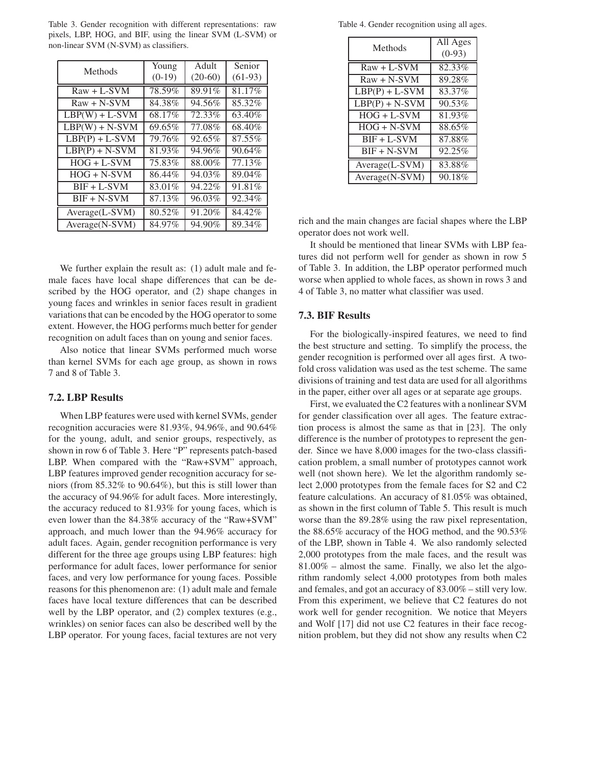Table 3. Gender recognition with different representations: raw pixels, LBP, HOG, and BIF, using the linear SVM (L-SVM) or non-linear SVM (N-SVM) as classifiers.

| Methods | Young (0-19) | Adult (20-60) | Senior (61-93) |
|---|---|---|---|
| Raw + L-SVM | 78.59% | 89.91% | 81.17% |
| Raw + N-SVM | 84.38% | 94.56% | 85.32% |
| LBP(W) + L-SVM | 68.17% | 72.33% | 63.40% |
| LBP(W) + N-SVM | 69.65% | 77.08% | 68.40% |
| LBP(P) + L-SVM | 79.76% | 92.65% | 87.55% |
| LBP(P) + N-SVM | 81.93% | 94.96% | 90.64% |
| HOG + L-SVM | 75.83% | 88.00% | 77.13% |
| HOG + N-SVM | 86.44% | 94.03% | 89.04% |
| BIF + L-SVM | 83.01% | 94.22% | 91.81% |
| BIF + N-SVM | 87.13% | 96.03% | 92.34% |
| Average(L-SVM) | 80.52% | 91.20% | 84.42% |
| Average(N-SVM) | 84.97% | 94.90% | 89.34% |

We further explain the result as: (1) adult male and female faces have local shape differences that can be described by the HOG operator, and (2) shape changes in young faces and wrinkles in senior faces result in gradient variations that can be encoded by the HOG operator to some extent. However, the HOG performs much better for gender recognition on adult faces than on young and senior faces.

Also notice that linear SVMs performed much worse than kernel SVMs for each age group, as shown in rows 7 and 8 of Table 3.

### 7.2. LBP Results

When LBP features were used with kernel SVMs, gender recognition accuracies were 81.93%, 94.96%, and 90.64% for the young, adult, and senior groups, respectively, as shown in row 6 of Table 3. Here "P" represents patch-based LBP. When compared with the "Raw+SVM" approach, LBP features improved gender recognition accuracy for seniors (from 85.32% to 90.64%), but this is still lower than the accuracy of 94.96% for adult faces. More interestingly, the accuracy reduced to 81.93% for young faces, which is even lower than the 84.38% accuracy of the "Raw+SVM" approach, and much lower than the 94.96% accuracy for adult faces. Again, gender recognition performance is very different for the three age groups using LBP features: high performance for adult faces, lower performance for senior faces, and very low performance for young faces. Possible reasons for this phenomenon are: (1) adult male and female faces have local texture differences that can be described well by the LBP operator, and (2) complex textures (e.g., wrinkles) on senior faces can also be described well by the LBP operator. For young faces, facial textures are not very rich and the main changes are facial shapes where the LBP operator does not work well.

Table 4. Gender recognition using all ages.

| Methods | All Ages (0-93) |
|---|---|
| Raw + L-SVM | 82.33% |
| Raw + N-SVM | 89.28% |
| LBP(P) + L-SVM | 83.37% |
| LBP(P) + N-SVM | 90.53% |
| HOG + L-SVM | 81.93% |
| HOG + N-SVM | 88.65% |
| BIF + L-SVM | 87.88% |
| BIF + N-SVM | 92.25% |
| Average(L-SVM) | 83.88% |
| Average(N-SVM) | 90.18% |

It should be mentioned that linear SVMs with LBP features did not perform well for gender as shown in row 5 of Table 3. In addition, the LBP operator performed much worse when applied to whole faces, as shown in rows 3 and 4 of Table 3, no matter what classifier was used.

### 7.3. BIF Results

For the biologically-inspired features, we need to find the best structure and setting. To simplify the process, the gender recognition is performed over all ages first. A two-fold cross validation was used as the test scheme. The same divisions of training and test data are used for all algorithms in the paper, either over all ages or at separate age groups.

First, we evaluated the C2 features with a nonlinear SVM for gender classification over all ages. The feature extraction process is almost the same as that in [23]. The only difference is the number of prototypes to represent the gender. Since we have 8,000 images for the two-class classification problem, a small number of prototypes cannot work well (not shown here). We let the algorithm randomly select 2,000 prototypes from the female faces for S2 and C2 feature calculations. An accuracy of 81.05% was obtained, as shown in the first column of Table 5. This result is much worse than the 89.28% using the raw pixel representation, the 88.65% accuracy of the HOG method, and the 90.53% of the LBP, shown in Table 4. We also randomly selected 2,000 prototypes from the male faces, and the result was 81.00% – almost the same. Finally, we also let the algorithm randomly select 4,000 prototypes from both males and females, and got an accuracy of 83.00% – still very low. From this experiment, we believe that C2 features do not work well for gender recognition. We notice that Meyers and Wolf [17] did not use C2 features in their face recognition problem, but they did not show any results when C2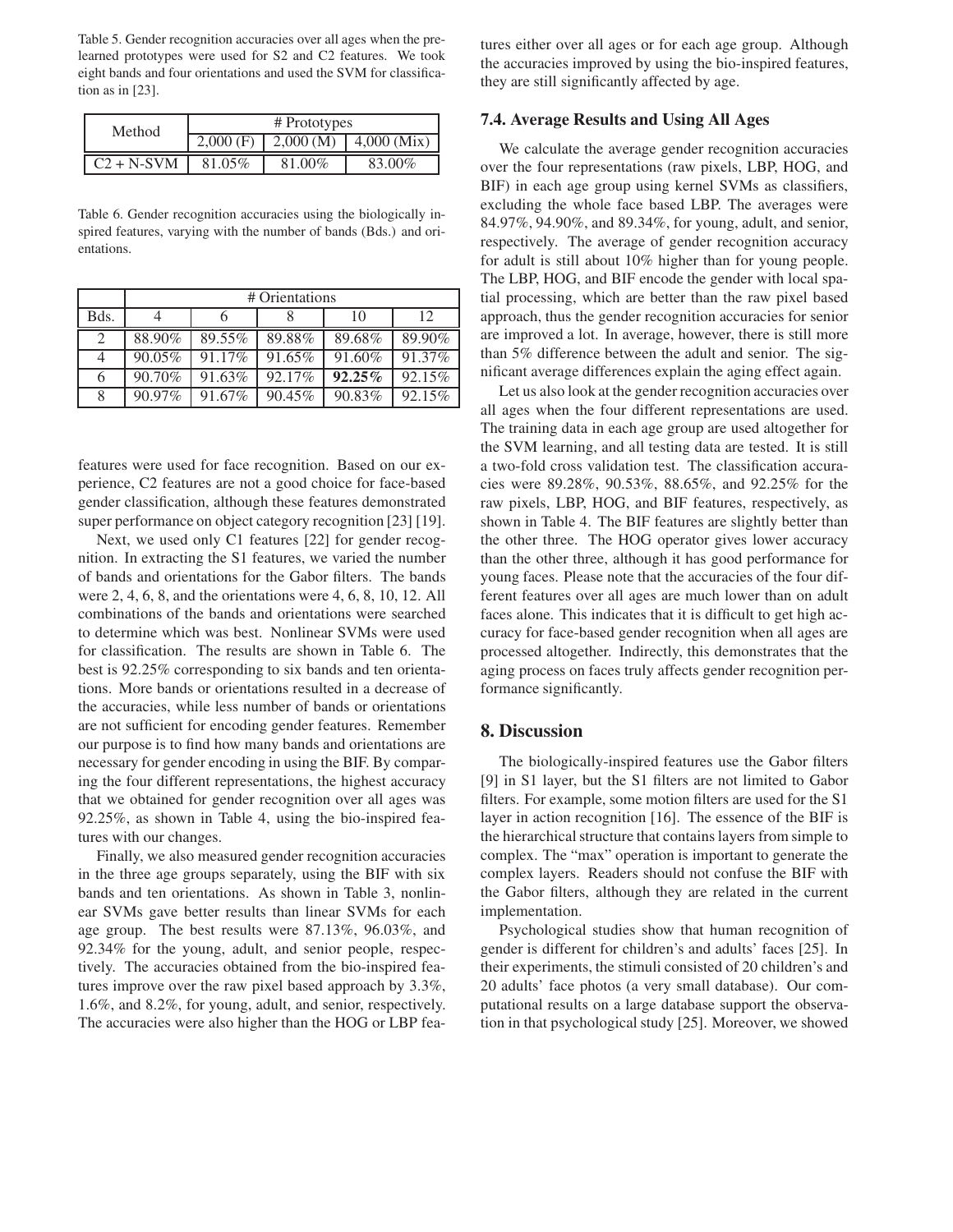Table 5. Gender recognition accuracies over all ages when the pre-learned prototypes were used for S2 and C2 features. We took eight bands and four orientations and used the SVM for classification as in [23].

| Method | # Prototypes | | |
|---|---|---|---|
| | 2,000 (F) | 2,000 (M) | 4,000 (Mix) |
| C2 + N-SVM | 81.05% | 81.00% | 83.00% |

Table 6. Gender recognition accuracies using the biologically inspired features, varying with the number of bands (Bds.) and orientations.

| | # Orientations | | | | |
|---|---|---|---|---|---|
| Bds. | 4 | 6 | 8 | 10 | 12 |
| 2 | 88.90% | 89.55% | 89.88% | 89.68% | 89.90% |
| 4 | 90.05% | 91.17% | 91.65% | 91.60% | 91.37% |
| 6 | 90.70% | 91.63% | 92.17% | **92.25%** | 92.15% |
| 8 | 90.97% | 91.67% | 90.45% | 90.83% | 92.15% |

features were used for face recognition. Based on our experience, C2 features are not a good choice for face-based gender classification, although these features demonstrated super performance on object category recognition [23] [19].

Next, we used only C1 features [22] for gender recognition. In extracting the S1 features, we varied the number of bands and orientations for the Gabor filters. The bands were 2, 4, 6, 8, and the orientations were 4, 6, 8, 10, 12. All combinations of the bands and orientations were searched to determine which was best. Nonlinear SVMs were used for classification. The results are shown in Table 6. The best is 92.25% corresponding to six bands and ten orientations. More bands or orientations resulted in a decrease of the accuracies, while less number of bands or orientations are not sufficient for encoding gender features. Remember our purpose is to find how many bands and orientations are necessary for gender encoding in using the BIF. By comparing the four different representations, the highest accuracy that we obtained for gender recognition over all ages was 92.25%, as shown in Table 4, using the bio-inspired features with our changes.

Finally, we also measured gender recognition accuracies in the three age groups separately, using the BIF with six bands and ten orientations. As shown in Table 3, nonlinear SVMs gave better results than linear SVMs for each age group. The best results were 87.13%, 96.03%, and 92.34% for the young, adult, and senior people, respectively. The accuracies obtained from the bio-inspired features improve over the raw pixel based approach by 3.3%, 1.6%, and 8.2%, for young, adult, and senior, respectively. The accuracies were also higher than the HOG or LBP features either over all ages or for each age group. Although the accuracies improved by using the bio-inspired features, they are still significantly affected by age.

### 7.4. Average Results and Using All Ages

We calculate the average gender recognition accuracies over the four representations (raw pixels, LBP, HOG, and BIF) in each age group using kernel SVMs as classifiers, excluding the whole face based LBP. The averages were 84.97%, 94.90%, and 89.34%, for young, adult, and senior, respectively. The average of gender recognition accuracy for adult is still about 10% higher than for young people. The LBP, HOG, and BIF encode the gender with local spatial processing, which are better than the raw pixel based approach, thus the gender recognition accuracies for senior are improved a lot. In average, however, there is still more than 5% difference between the adult and senior. The significant average differences explain the aging effect again.

Let us also look at the gender recognition accuracies over all ages when the four different representations are used. The training data in each age group are used altogether for the SVM learning, and all testing data are tested. It is still a two-fold cross validation test. The classification accuracies were 89.28%, 90.53%, 88.65%, and 92.25% for the raw pixels, LBP, HOG, and BIF features, respectively, as shown in Table 4. The BIF features are slightly better than the other three. The HOG operator gives lower accuracy than the other three, although it has good performance for young faces. Please note that the accuracies of the four different features over all ages are much lower than on adult faces alone. This indicates that it is difficult to get high accuracy for face-based gender recognition when all ages are processed altogether. Indirectly, this demonstrates that the aging process on faces truly affects gender recognition performance significantly.

## 8. Discussion

The biologically-inspired features use the Gabor filters [9] in S1 layer, but the S1 filters are not limited to Gabor filters. For example, some motion filters are used for the S1 layer in action recognition [16]. The essence of the BIF is the hierarchical structure that contains layers from simple to complex. The "max" operation is important to generate the complex layers. Readers should not confuse the BIF with the Gabor filters, although they are related in the current implementation.

Psychological studies show that human recognition of gender is different for children's and adults' faces [25]. In their experiments, the stimuli consisted of 20 children's and 20 adults' face photos (a very small database). Our computational results on a large database support the observation in that psychological study [25]. Moreover, we showed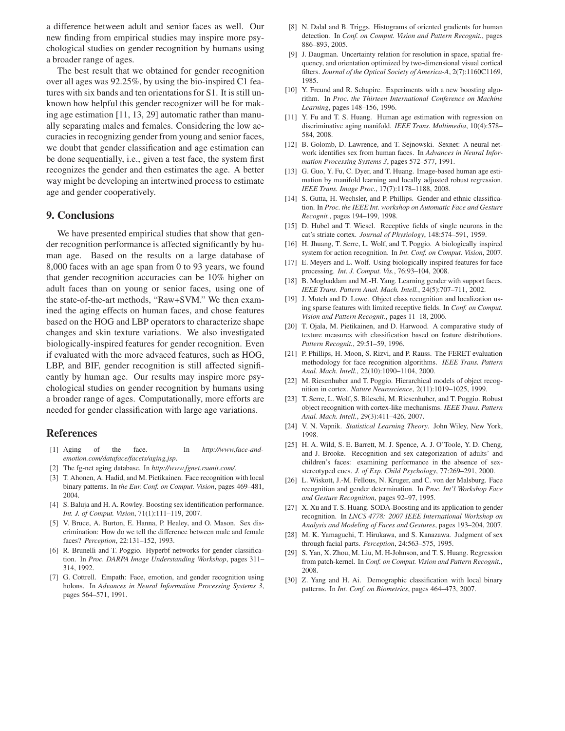a difference between adult and senior faces as well. Our new finding from empirical studies may inspire more psychological studies on gender recognition by humans using a broader range of ages.

The best result that we obtained for gender recognition over all ages was 92.25%, by using the bio-inspired C1 features with six bands and ten orientations for S1. It is still unknown how helpful this gender recognizer will be for making age estimation [11, 13, 29] automatic rather than manually separating males and females. Considering the low accuracies in recognizing gender from young and senior faces, we doubt that gender classification and age estimation can be done sequentially, i.e., given a test face, the system first recognizes the gender and then estimates the age. A better way might be developing an intertwined process to estimate age and gender cooperatively.

## 9. Conclusions

We have presented empirical studies that show that gender recognition performance is affected significantly by human age. Based on the results on a large database of 8,000 faces with an age span from 0 to 93 years, we found that gender recognition accuracies can be 10% higher on adult faces than on young or senior faces, using one of the state-of-the-art methods, "Raw+SVM." We then examined the aging effects on human faces, and chose features based on the HOG and LBP operators to characterize shape changes and skin texture variations. We also investigated biologically-inspired features for gender recognition. Even if evaluated with the more advaced features, such as HOG, LBP, and BIF, gender recognition is still affected significantly by human age. Our results may inspire more psychological studies on gender recognition by humans using a broader range of ages. Computationally, more efforts are needed for gender classification with large age variations.

## References

[1] Aging of the face. In *http://www.face-and-emotion.com/dataface/facets/aging.jsp*.

[2] The fg-net aging database. In *http://www.fgnet.rsunit.com/*.

[3] T. Ahonen, A. Hadid, and M. Pietikainen. Face recognition with local binary patterns. In *the Eur. Conf. on Comput. Vision*, pages 469–481, 2004.

[4] S. Baluja and H. A. Rowley. Boosting sex identification performance. *Int. J. of Comput. Vision*, 71(1):111–119, 2007.

[5] V. Bruce, A. Burton, E. Hanna, P. Healey, and O. Mason. Sex discrimination: How do we tell the difference between male and female faces? *Perception*, 22:131–152, 1993.

[6] R. Brunelli and T. Poggio. Hyperbf networks for gender classification. In *Proc. DARPA Image Understanding Workshop*, pages 311–314, 1992.

[7] G. Cottrell. Empath: Face, emotion, and gender recognition using holons. In *Advances in Neural Information Processing Systems 3*, pages 564–571, 1991.

[8] N. Dalal and B. Triggs. Histograms of oriented gradients for human detection. In *Conf. on Comput. Vision and Pattern Recognit.*, pages 886–893, 2005.

[9] J. Daugman. Uncertainty relation for resolution in space, spatial frequency, and orientation optimized by two-dimensional visual cortical filters. *Journal of the Optical Society of America-A*, 2(7):1160C1169, 1985.

[10] Y. Freund and R. Schapire. Experiments with a new boosting algorithm. In *Proc. the Thirteen International Conference on Machine Learning*, pages 148–156, 1996.

[11] Y. Fu and T. S. Huang. Human age estimation with regression on discriminative aging manifold. *IEEE Trans. Multimedia*, 10(4):578–584, 2008.

[12] B. Golomb, D. Lawrence, and T. Sejnowski. Sexnet: A neural network identifies sex from human faces. In *Advances in Neural Information Processing Systems 3*, pages 572–577, 1991.

[13] G. Guo, Y. Fu, C. Dyer, and T. Huang. Image-based human age estimation by manifold learning and locally adjusted robust regression. *IEEE Trans. Image Proc.*, 17(7):1178–1188, 2008.

[14] S. Gutta, H. Wechsler, and P. Phillips. Gender and ethnic classification. In *Proc. the IEEE Int. workshop on Automatic Face and Gesture Recognit.*, pages 194–199, 1998.

[15] D. Hubel and T. Wiesel. Receptive fields of single neurons in the cat's striate cortex. *Journal of Physiology*, 148:574–591, 1959.

[16] H. Jhuang, T. Serre, L. Wolf, and T. Poggio. A biologically inspired system for action recognition. In *Int. Conf. on Comput. Vision*, 2007.

[17] E. Meyers and L. Wolf. Using biologically inspired features for face processing. *Int. J. Comput. Vis.*, 76:93–104, 2008.

[18] B. Moghaddam and M.-H. Yang. Learning gender with support faces. *IEEE Trans. Pattern Anal. Mach. Intell.*, 24(5):707–711, 2002.

[19] J. Mutch and D. Lowe. Object class recognition and localization using sparse features with limited receptive fields. In *Conf. on Comput. Vision and Pattern Recognit.*, pages 11–18, 2006.

[20] T. Ojala, M. Pietikainen, and D. Harwood. A comparative study of texture measures with classification based on feature distributions. *Pattern Recognit.*, 29:51–59, 1996.

[21] P. Phillips, H. Moon, S. Rizvi, and P. Rauss. The FERET evaluation methodology for face recognition algorithms. *IEEE Trans. Pattern Anal. Mach. Intell.*, 22(10):1090–1104, 2000.

[22] M. Riesenhuber and T. Poggio. Hierarchical models of object recognition in cortex. *Nature Neuroscience*, 2(11):1019–1025, 1999.

[23] T. Serre, L. Wolf, S. Bileschi, M. Riesenhuber, and T. Poggio. Robust object recognition with cortex-like mechanisms. *IEEE Trans. Pattern Anal. Mach. Intell.*, 29(3):411–426, 2007.

[24] V. N. Vapnik. *Statistical Learning Theory*. John Wiley, New York, 1998.

[25] H. A. Wild, S. E. Barrett, M. J. Spence, A. J. O'Toole, Y. D. Cheng, and J. Brooke. Recognition and sex categorization of adults' and children's faces: examining performance in the absence of sex-stereotyped cues. *J. of Exp. Child Psychology*, 77:269–291, 2000.

[26] L. Wiskott, J.-M. Fellous, N. Kruger, and C. von der Malsburg. Face recognition and gender determination. In *Proc. Int'l Workshop Face and Gesture Recognition*, pages 92–97, 1995.

[27] X. Xu and T. S. Huang. SODA-Boosting and its application to gender recognition. In *LNCS 4778: 2007 IEEE International Workshop on Analysis and Modeling of Faces and Gestures*, pages 193–204, 2007.

[28] M. K. Yamaguchi, T. Hirukawa, and S. Kanazawa. Judgment of sex through facial parts. *Perception*, 24:563–575, 1995.

[29] S. Yan, X. Zhou, M. Liu, M. H-Johnson, and T. S. Huang. Regression from patch-kernel. In *Conf. on Comput. Vision and Pattern Recognit.*, 2008.

[30] Z. Yang and H. Ai. Demographic classification with local binary patterns. In *Int. Conf. on Biometrics*, pages 464–473, 2007.